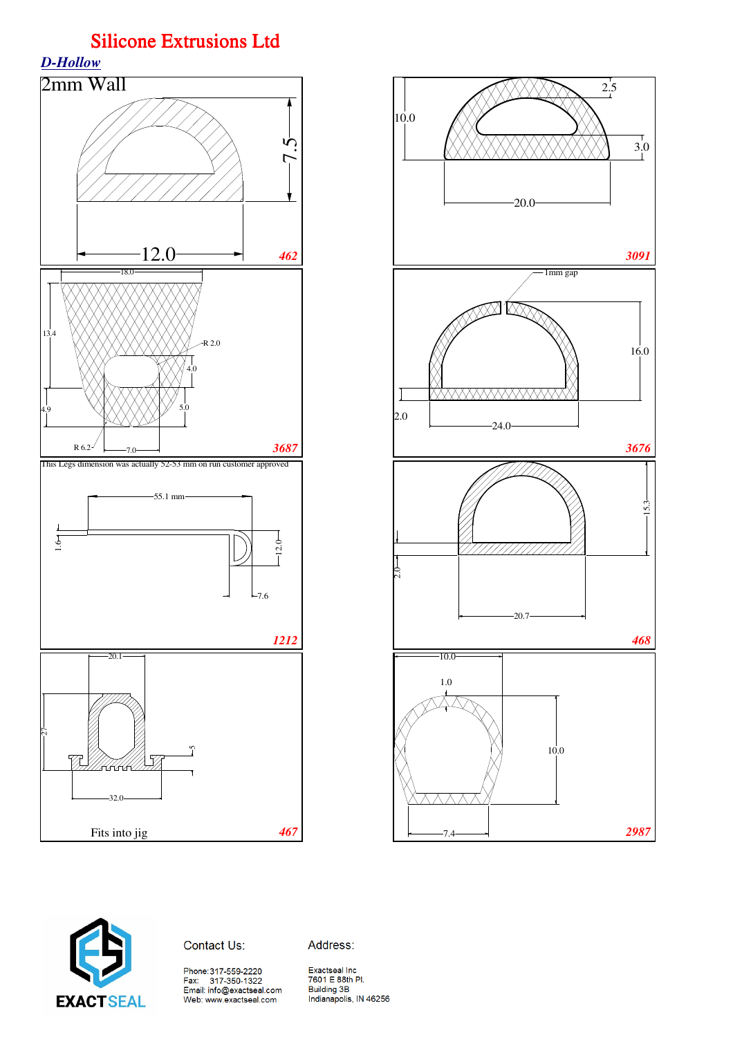# Silicone Extrusions Ltd

## *D-Hollow*

2mm Wall

7.5

12.0

*462*

10.0

2.5

3.0

20.0

*3091*

18.0

13.4

R 2.0

4.0

4.9

5.0

R 6.2

7.0

*3687*

1mm gap

16.0

2.0

24.0

*3676*

This Legs dimension was actually 52-53 mm on run customer approved

55.1 mm

1.6

12.0

7.6

*1212*

15.3

2.0

20.7

*468*

20.1

27

5

32.0

Fits into jig

*467*

10.0

1.0

10.0

7.4

*2987*

EXACTSEAL

Contact Us:

Phone: 317-559-2220
Fax: 317-350-1322
Email: info@exactseal.com
Web: www.exactseal.com

Address:

Exactseal Inc
7601 E 88th Pl.
Building 3B
Indianapolis, IN 46256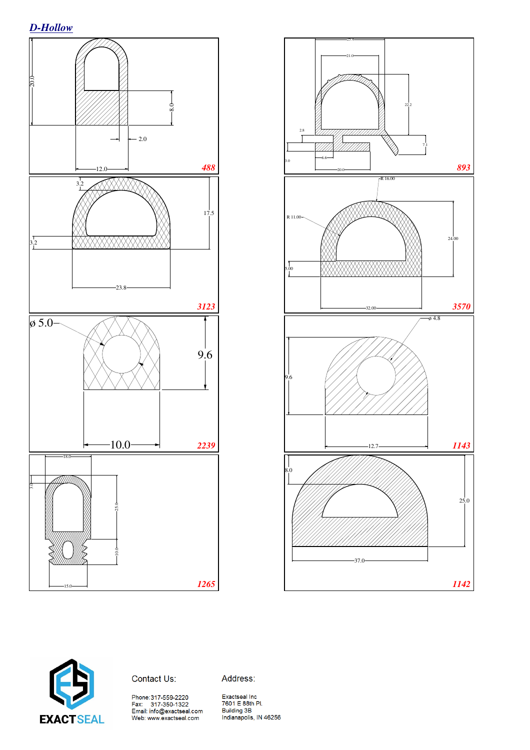## *D-Hollow*

20.0

8.0

2.0

12.0

**488**

25.4

21.0

22.2

2.8

7.1

3.0

6.6

20.0

**893**

3.2

17.5

3.2

23.8

**3123**

R 16.00

R 11.00

24.00

5.00

32.00

**3570**

ø 5.0

9.6

10.0

**2239**

ø 4.8

9.6

12.7

**1143**

18.0

3.0

25.0

10.0

15.0

**1265**

8.0

25.0

37.0

**1142**

EXACTSEAL

Contact Us:

Phone: 317-559-2220
Fax: 317-350-1322
Email: info@exactseal.com
Web: www.exactseal.com

Address:

Exactseal Inc
7601 E 88th Pl.
Building 3B
Indianapolis, IN 46256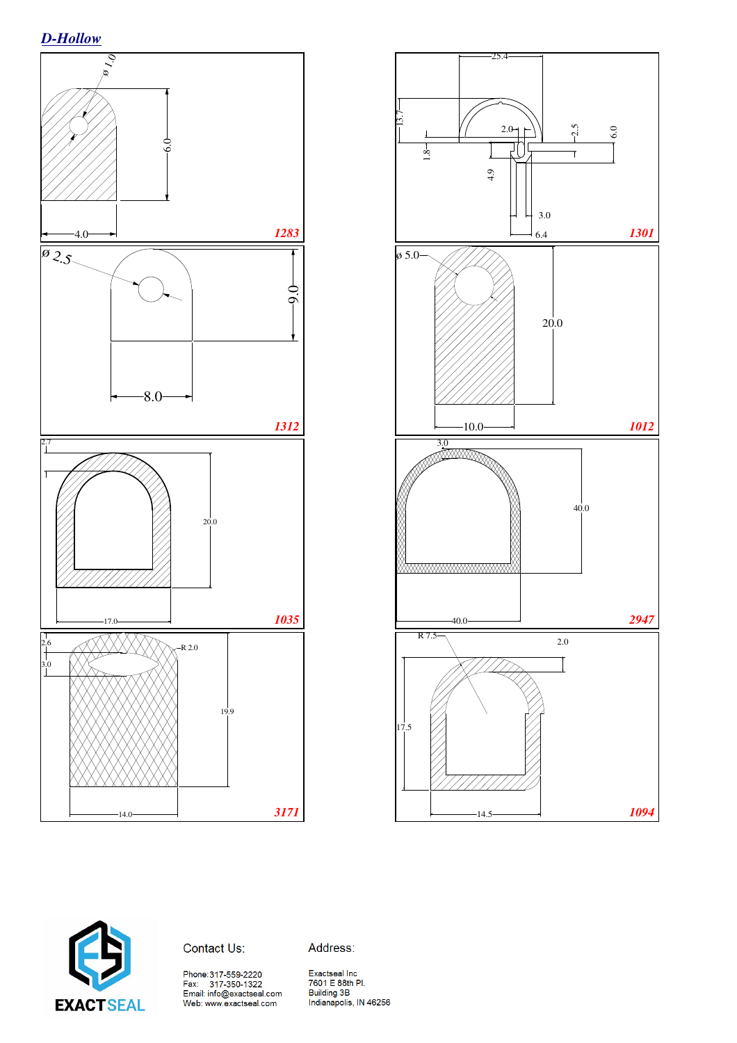## D-Hollow

ø 1.0

6.0

4.0

**1283**

25.4

13.7

2.0

2.5

6.0

1.8

4.9

3.0

6.4

**1301**

ø 2.5

9.0

8.0

**1312**

ø 5.0

20.0

10.0

**1012**

2.7

20.0

17.0

**1035**

3.0

40.0

40.0

**2947**

2.6

3.0

R 2.0

19.9

14.0

**3171**

R 7.5

2.0

17.5

14.5

**1094**

Contact Us:

Phone: 317-559-2220
Fax: 317-350-1322
Email: info@exactseal.com
Web: www.exactseal.com

Address:

Exactseal Inc
7601 E 88th Pl.
Building 3B
Indianapolis, IN 46256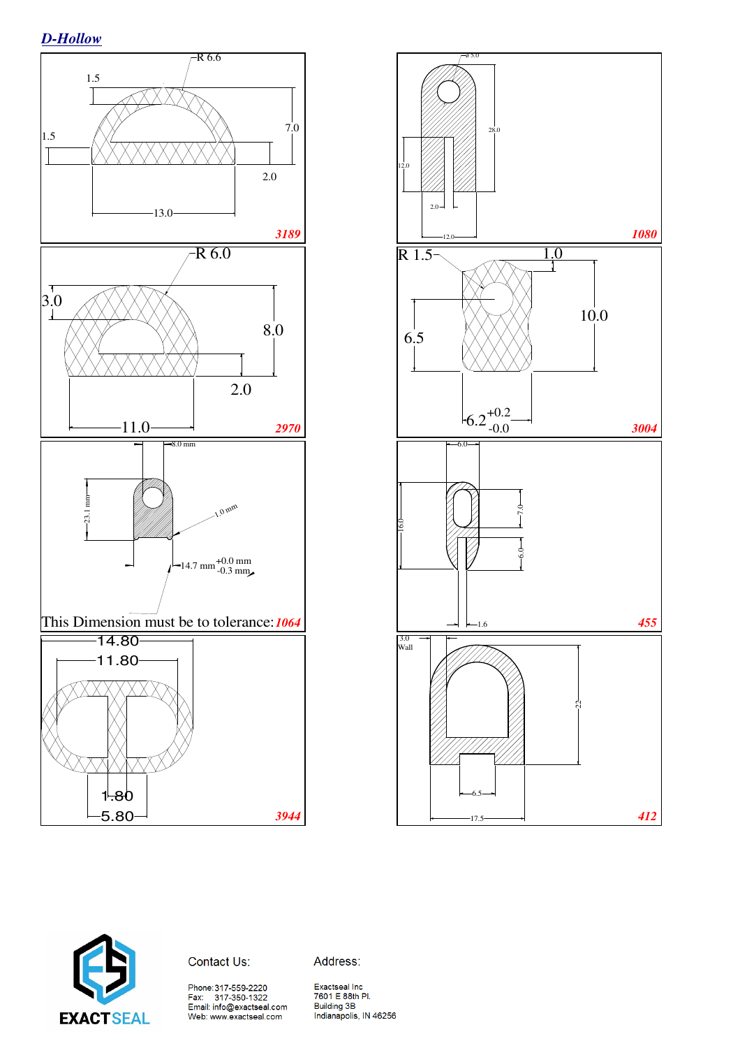## D-Hollow

R 6.6
1.5
1.5
7.0
2.0
13.0
**3189**

ø 5.0
28.0
12.0
2.0
12.0
**1080**

R 6.0
3.0
8.0
2.0
11.0
**2970**

R 1.5
1.0
10.0
6.5
6.2 +0.2 -0.0
**3004**

8.0 mm
23.1 mm
1.0 mm
14.7 mm +0.0 mm -0.3 mm

This Dimension must be to tolerance: **1064**

6.0
16.0
7.0
6.0
1.6
**455**

14.80
11.80
1.80
5.80
**3944**

3.0 Wall
22
6.5
17.5
**412**

Contact Us:

Phone: 317-559-2220
Fax: 317-350-1322
Email: info@exactseal.com
Web: www.exactseal.com

Address:

Exactseal Inc
7601 E 88th Pl.
Building 3B
Indianapolis, IN 46256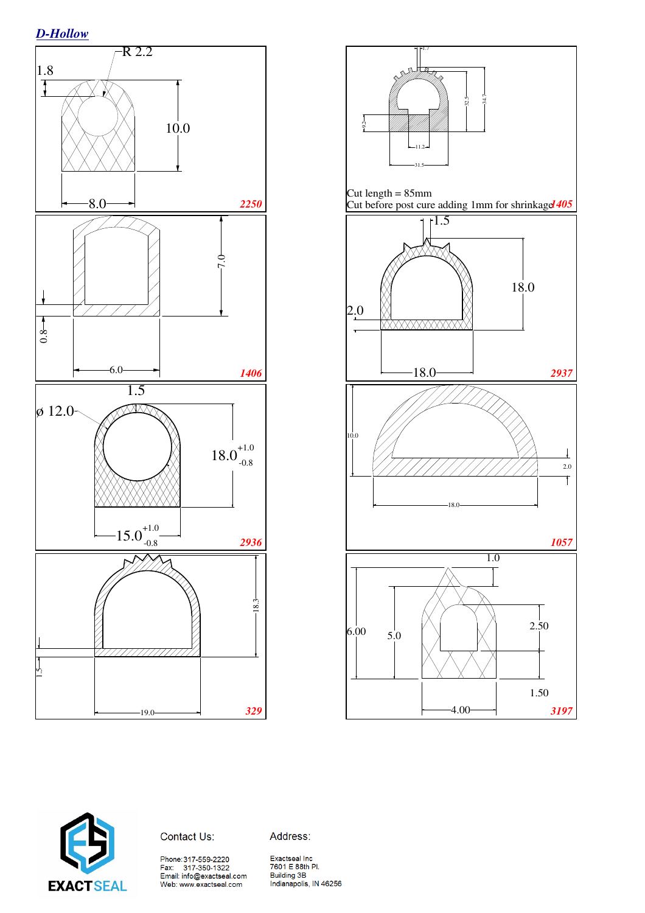# D-Hollow

R 2.2

1.8

10.0

8.0

2250

1.7

32.5

34.7

9.2

11.2

31.5

Cut length = 85mm
Cut before post cure adding 1mm for shrinkage

1405

7.0

0.8

6.0

1406

1.5

2.0

18.0

18.0

2937

1.5

ø 12.0

$18.0^{+1.0}_{-0.8}$

$15.0^{+1.0}_{-0.8}$

2936

10.0

2.0

18.0

1057

18.3

1.5

19.0

329

1.0

6.00

5.0

2.50

1.50

4.00

3197

Contact Us:

Phone: 317-559-2220
Fax: 317-350-1322
Email: info@exactseal.com
Web: www.exactseal.com

Address:

Exactseal Inc
7601 E 88th Pl.
Building 3B
Indianapolis, IN 46256

EXACTSEAL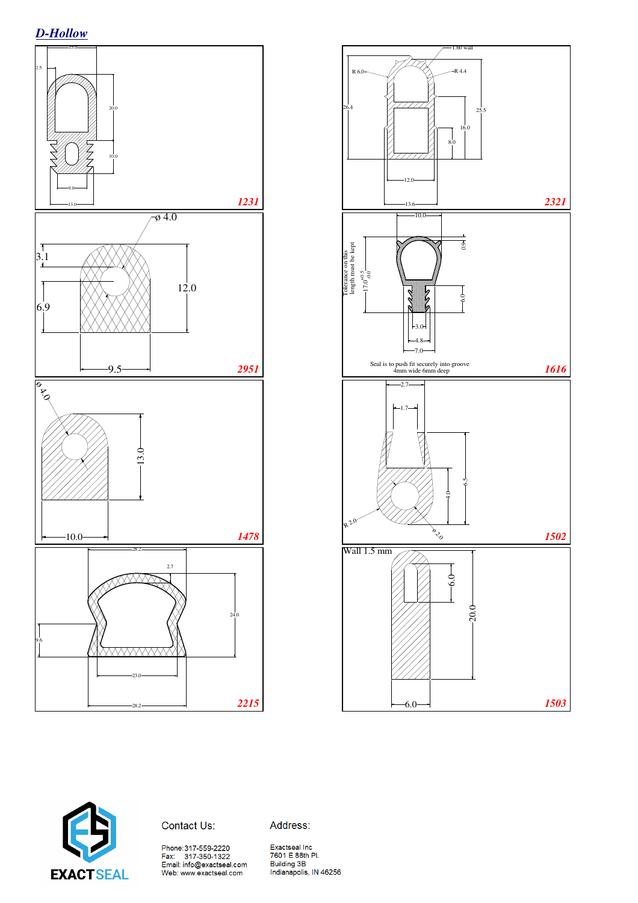## D-Hollow

15.0

2.5

20.0

10.0

9.0

13.0

**1231**

1.60 wall

R 6.0

R 4.4

26.4

25.5

16.0

8.0

12.0

13.6

**2321**

ø 4.0

3.1

12.0

6.9

9.5

**2951**

10.0

Tolerance on this length must be kept

$17.0^{+0.5}_{-0.0}$

0.9

6.0

3.0

4.8

7.0

Seal is to push fit securely into groove
4mm wide 6mm deep

**1616**

ø 4.0

13.0

10.0

**1478**

2.7

1.7

4.0

6.5

R 2.0

ø 2.0

**1502**

28.2

2.7

24.0

9.6

23.0

28.2

**2215**

Wall 1.5 mm

6.0

20.0

6.0

**1503**

EXACTSEAL

Contact Us:

Phone: 317-559-2220
Fax: 317-350-1322
Email: info@exactseal.com
Web: www.exactseal.com

Address:

Exactseal Inc
7601 E 88th Pl.
Building 3B
Indianapolis, IN 46256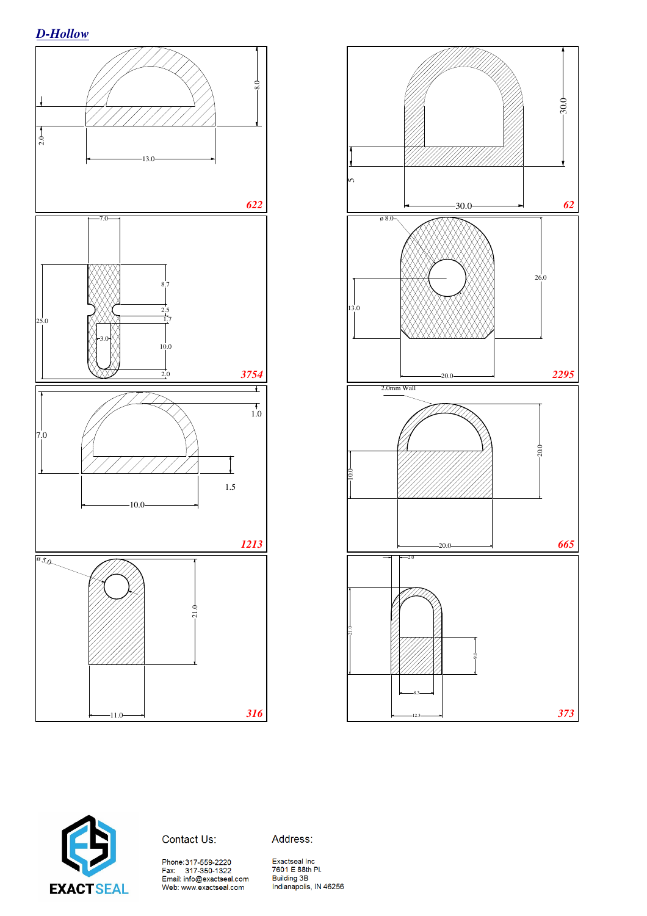## D-Hollow

8.0
2.0
13.0
622

30.0
5
30.0
62

7.0
8.7
2.5
1.7
25.0
3.0
10.0
2.0
3754

ø 8.0
26.0
13.0
20.0
2295

7.0
1.0
1.5
10.0
1213

2.0mm Wall
20.0
10.0
20.0
665

ø 5.0
21.0
11.0
316

2.0
21.0
9.0
8.3
12.3
373

Contact Us:

Phone: 317-559-2220
Fax: 317-350-1322
Email: info@exactseal.com
Web: www.exactseal.com

Address:

Exactseal Inc
7601 E 88th Pl.
Building 3B
Indianapolis, IN 46256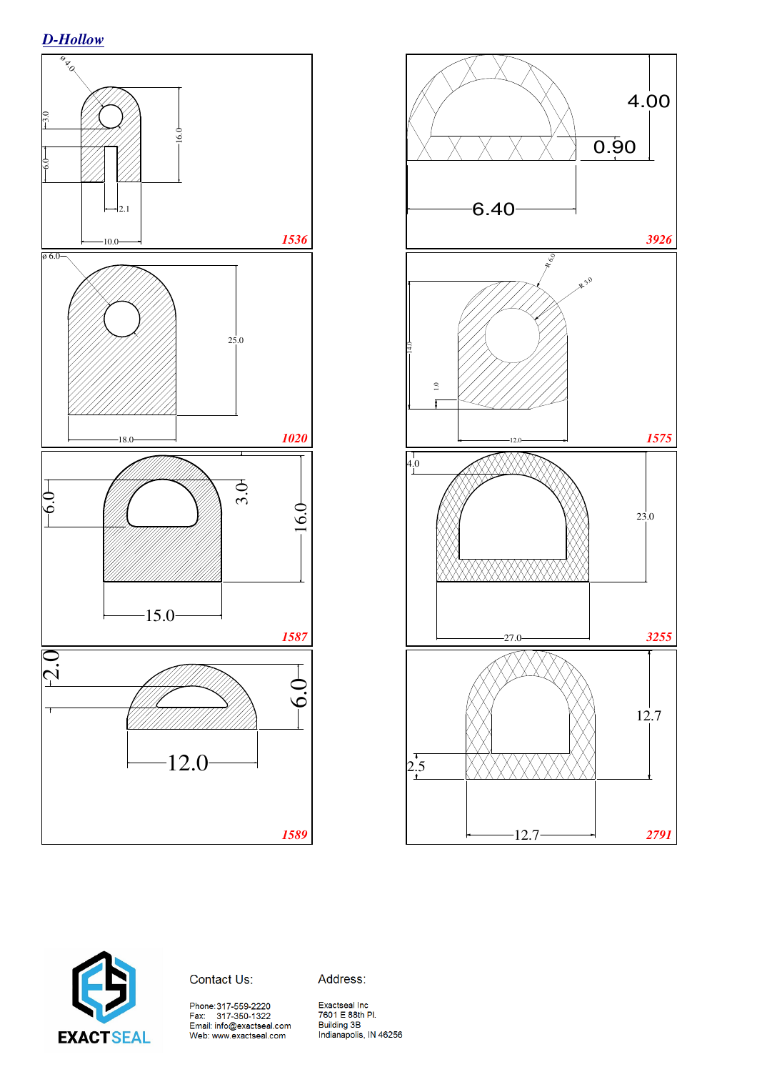## *D-Hollow*

ø 4.0

3.0

6.0

16.0

2.1

10.0

***1536***

4.00

0.90

6.40

***3926***

ø 6.0

25.0

18.0

***1020***

R 6.0

R 3.0

14.0

1.0

12.0

***1575***

6.0

3.0

16.0

15.0

***1587***

4.0

23.0

27.0

***3255***

2.0

6.0

12.0

***1589***

12.7

2.5

12.7

***2791***

EXACTSEAL

Contact Us:

Phone: 317-559-2220
Fax: 317-350-1322
Email: info@exactseal.com
Web: www.exactseal.com

Address:

Exactseal Inc
7601 E 88th Pl.
Building 3B
Indianapolis, IN 46256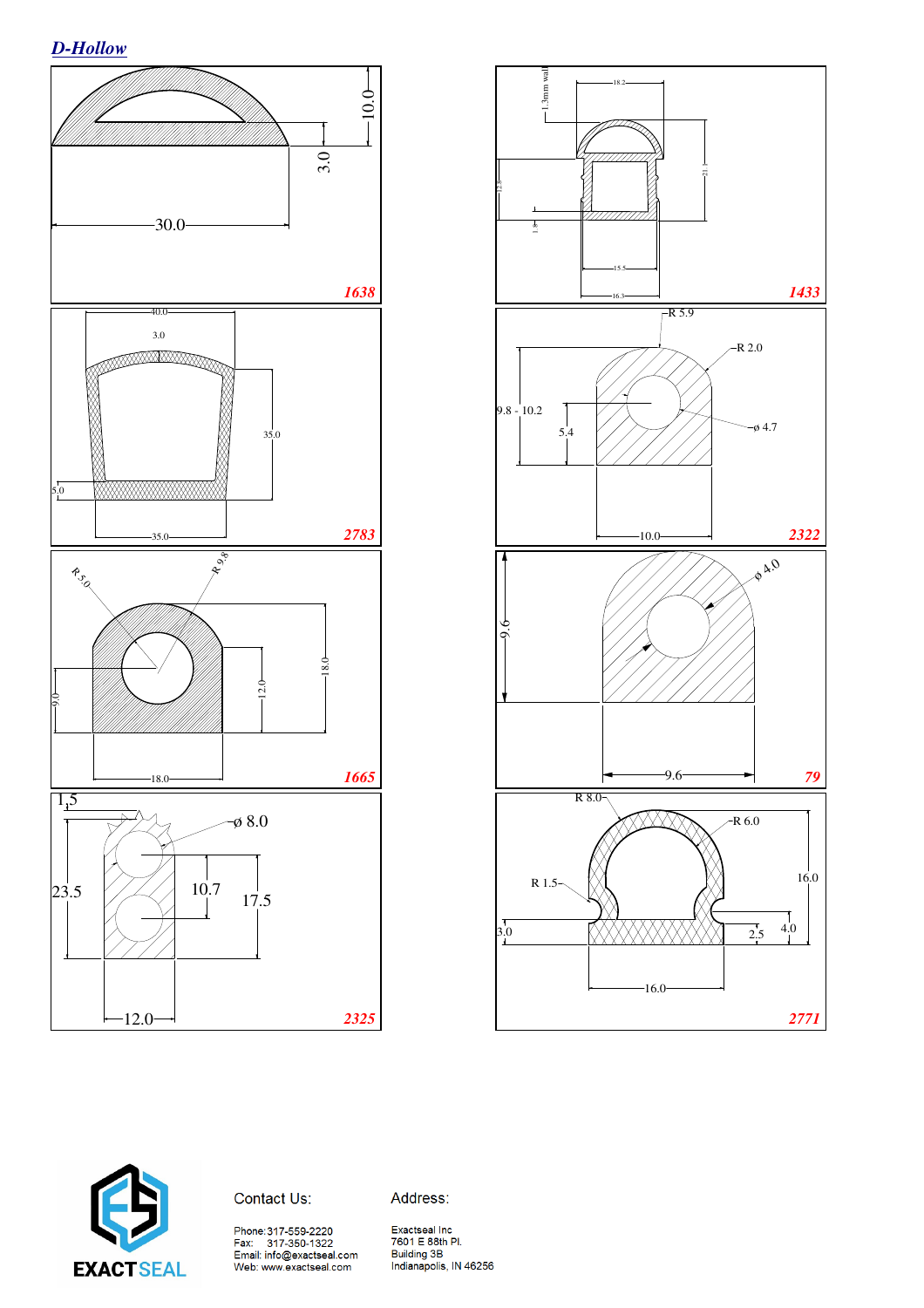## *D-Hollow*

10.0

3.0

30.0

**1638**

1.3mm wall

18.2

21.1

12.5

1.8

15.5

16.3

**1433**

40.0

3.0

35.0

5.0

35.0

**2783**

R 5.9

R 2.0

9.8 - 10.2

5.4

ø 4.7

10.0

**2322**

R 5.0

R 9.8

18.0

12.0

9.0

18.0

**1665**

ø 4.0

9.6

9.6

**79**

1.5

ø 8.0

23.5

10.7

17.5

12.0

**2325**

R 8.0

R 6.0

R 1.5

16.0

3.0

4.0

2.5

16.0

**2771**

EXACTSEAL

Contact Us:

Phone: 317-559-2220
Fax: 317-350-1322
Email: info@exactseal.com
Web: www.exactseal.com

Address:

Exactseal Inc
7601 E 88th Pl.
Building 3B
Indianapolis, IN 46256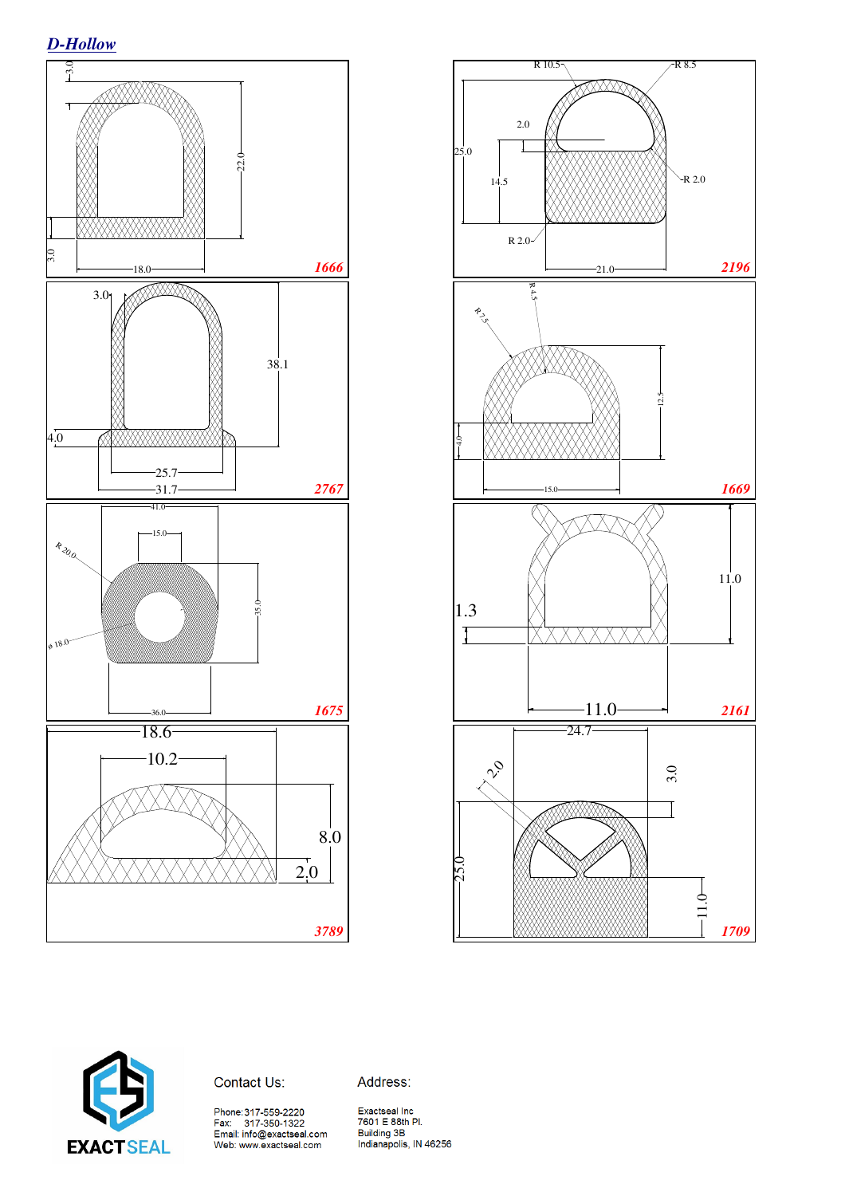## D-Hollow

3.0

22.0

3.0

18.0

**1666**

R 10.5

R 8.5

2.0

25.0

14.5

R 2.0

R 2.0

21.0

**2196**

3.0

38.1

4.0

25.7

31.7

**2767**

R 4.5

R 7.5

12.5

4.0

15.0

**1669**

41.0

15.0

R 20.0

35.0

ø 18.0

36.0

**1675**

11.0

1.3

11.0

**2161**

18.6

10.2

8.0

2.0

**3789**

24.7

2.0

3.0

25.0

11.0

**1709**

EXACTSEAL

Contact Us:

Phone: 317-559-2220
Fax: 317-350-1322
Email: info@exactseal.com
Web: www.exactseal.com

Address:

Exactseal Inc
7601 E 88th Pl.
Building 3B
Indianapolis, IN 46256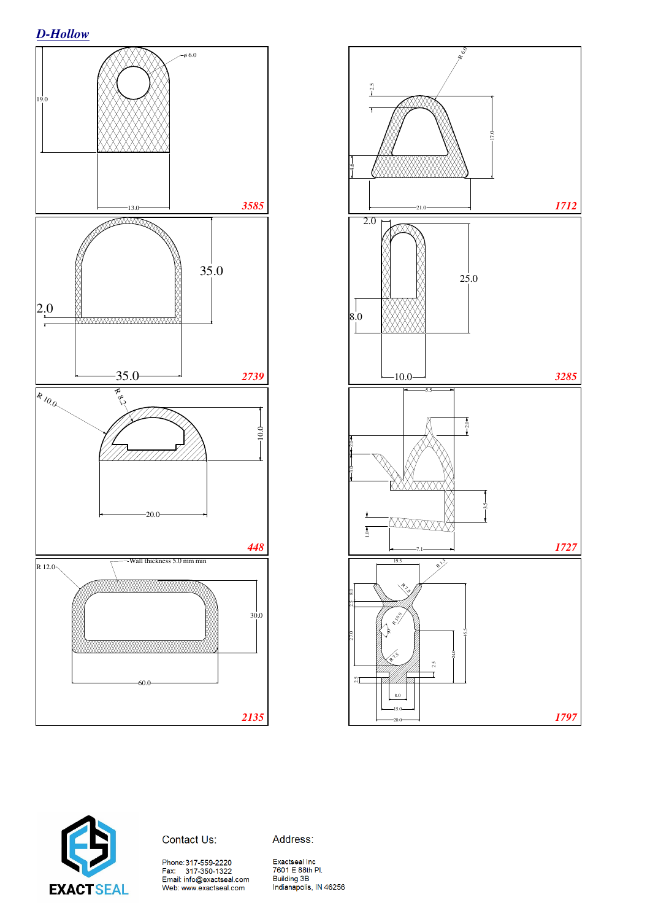## D-Hollow

ø 6.0

19.0

13.0

**3585**

R 6.0

2.5

17.0

4.6

21.0

**1712**

35.0

2.0

35.0

**2739**

2.0

25.0

8.0

10.0

**3285**

R 10.0

R 8.2

10.0

20.0

**448**

5.5

2.0

2.0

3.0

3.5

1.0

7.1

**1727**

R 12.0

Wall thickness 5.0 mm min

30.0

60.0

**2135**

19.5

R 1.5

R 7.5

8.0

2.5

R 10.0

27.0

90°

R 7.5

2.5

24.0

45.5

2.5

8.0

15.0

20.0

**1797**

EXACTSEAL

Contact Us:

Phone: 317-559-2220
Fax: 317-350-1322
Email: info@exactseal.com
Web: www.exactseal.com

Address:

Exactseal Inc
7601 E 88th Pl.
Building 3B
Indianapolis, IN 46256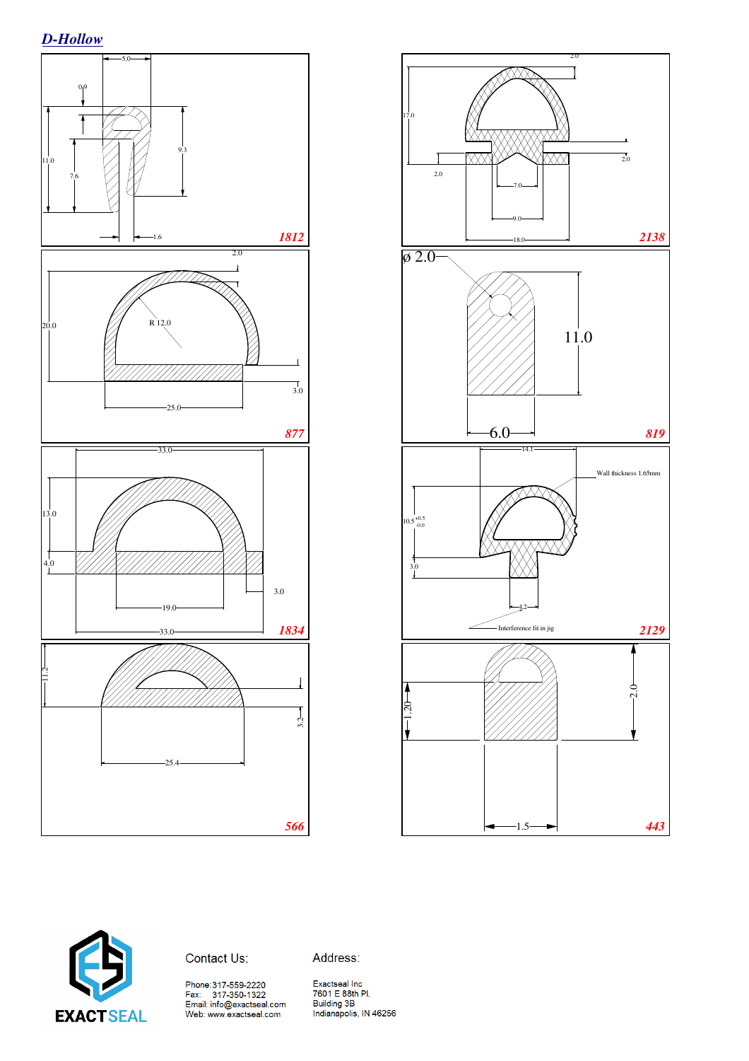## D-Hollow

5.0
0.9
11.0
7.6
9.3
1.6
**1812**

2.0
17.0
2.0
2.0
7.0
9.0
18.0
**2138**

2.0
20.0
R 12.0
3.0
25.0
**877**

ø 2.0
11.0
6.0
**819**

33.0
13.0
4.0
3.0
19.0
33.0
**1834**

14.1
Wall thickness 1.65mm
10.5 +0.5 -0.0
3.0
4.2
Interference fit in jig
**2129**

11.2
3.2
25.4
**566**

1.20
2.0
1.5
**443**

EXACTSEAL

Contact Us:

Phone: 317-559-2220
Fax: 317-350-1322
Email: info@exactseal.com
Web: www.exactseal.com

Address:

Exactseal Inc
7601 E 88th Pl.
Building 3B
Indianapolis, IN 46256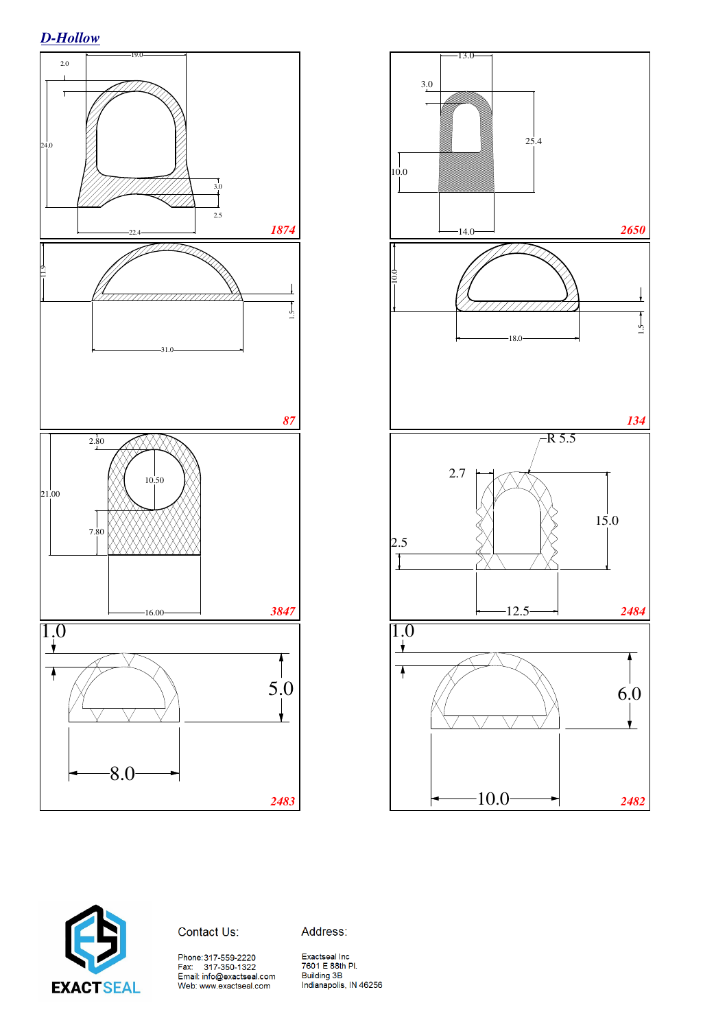## *D-Hollow*

2.0

19.0

24.0

3.0

2.5

22.4

**1874**

3.0

13.0

25.4

10.0

14.0

**2650**

11.9

1.5

31.0

**87**

10.0

1.5

18.0

**134**

2.80

21.00

10.50

7.80

16.00

**3847**

R 5.5

2.7

15.0

2.5

12.5

**2484**

1.0

5.0

8.0

**2483**

1.0

6.0

10.0

**2482**

EXACTSEAL

Contact Us:

Phone: 317-559-2220
Fax: 317-350-1322
Email: info@exactseal.com
Web: www.exactseal.com

Address:

Exactseal Inc
7601 E 88th Pl.
Building 3B
Indianapolis, IN 46256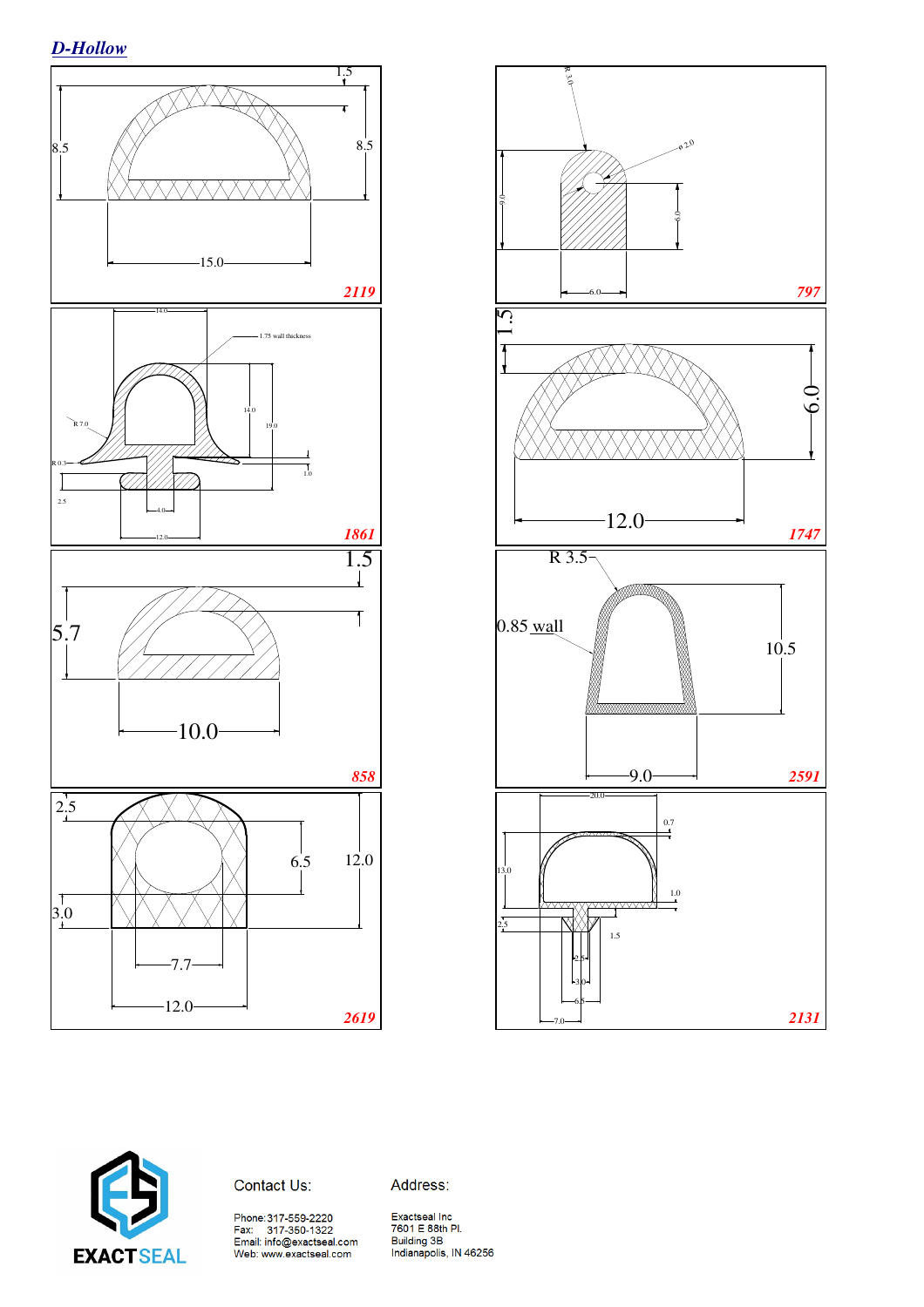## *D-Hollow*

1.5

8.5

8.5

15.0

***2119***

R 3.0

ø 2.0

9.0

6.0

6.0

***797***

14.0

1.75 wall thickness

R 7.0

14.0

19.0

R 0.3

1.0

2.5

4.0

12.0

***1861***

1.5

6.0

12.0

***1747***

1.5

5.7

10.0

***858***

R 3.5

0.85 wall

10.5

9.0

***2591***

2.5

6.5

12.0

3.0

7.7

12.0

***2619***

20.0

0.7

13.0

1.0

2.5

1.5

2.5

3.0

6.5

7.0

***2131***

EXACTSEAL

Contact Us:

Phone: 317-559-2220
Fax: 317-350-1322
Email: info@exactseal.com
Web: www.exactseal.com

Address:

Exactseal Inc
7601 E 88th Pl.
Building 3B
Indianapolis, IN 46256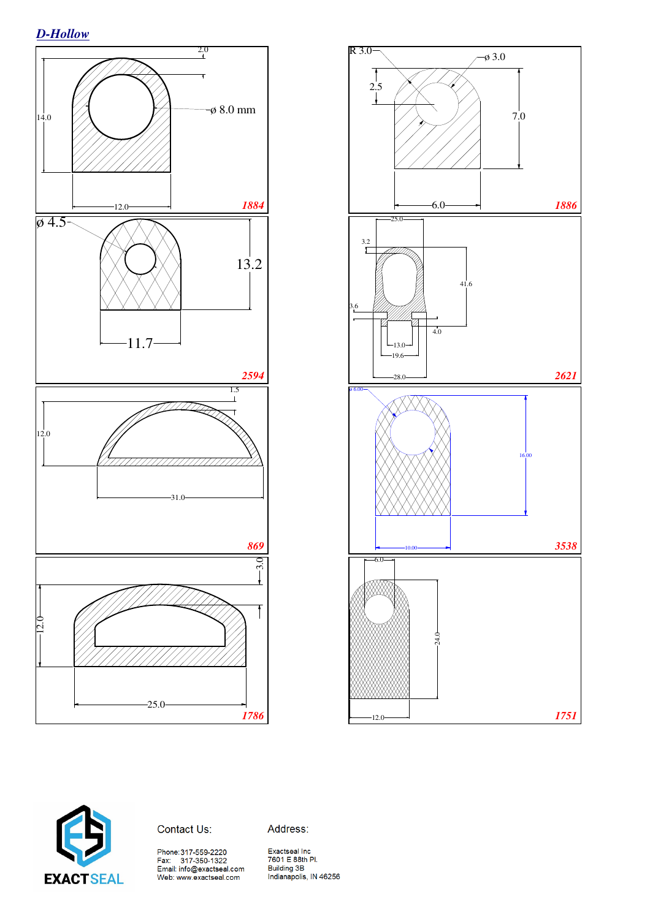## D-Hollow

2.0

14.0

ø 8.0 mm

12.0

1884

R 3.0

ø 3.0

2.5

7.0

6.0

1886

ø 4.5

13.2

11.7

2594

25.0

3.2

41.6

3.6

4.0

13.0

19.6

28.0

2621

1.5

12.0

31.0

869

ø 6.00

16.00

10.00

3538

3.0

12.0

25.0

1786

6.0

24.0

12.0

1751

EXACT SEAL

Contact Us:

Phone: 317-559-2220
Fax: 317-350-1322
Email: info@exactseal.com
Web: www.exactseal.com

Address:

Exactseal Inc
7601 E 88th Pl.
Building 3B
Indianapolis, IN 46256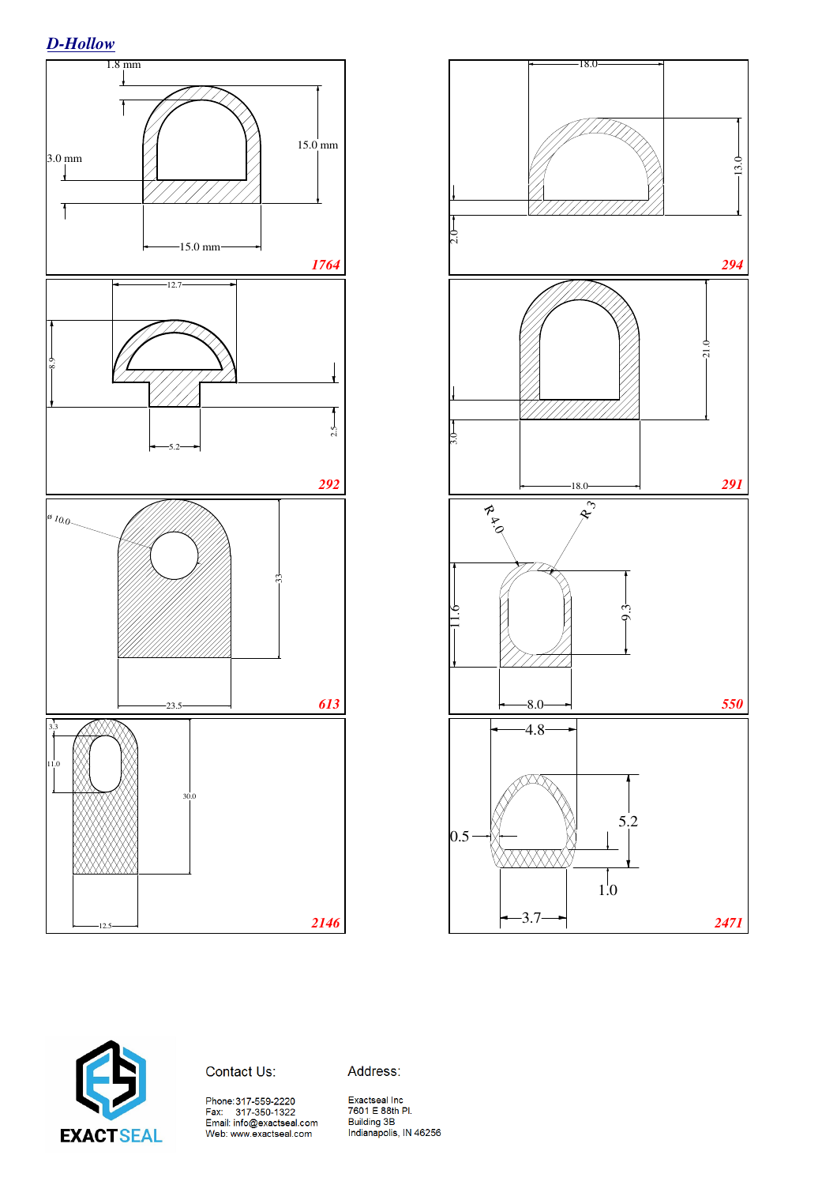## *D-Hollow*

1.8 mm

15.0 mm

3.0 mm

15.0 mm

*1764*

18.0

13.0

2.0

*294*

12.7

8.9

2.5

5.2

*292*

21.0

3.0

18.0

*291*

ø 10.0

33

23.5

*613*

R 4.0

R 3

11.6

9.3

8.0

*550*

3.3

11.0

30.0

12.5

*2146*

4.8

0.5

5.2

1.0

3.7

*2471*

EXACTSEAL

Contact Us:

Phone: 317-559-2220
Fax: 317-350-1322
Email: info@exactseal.com
Web: www.exactseal.com

Address:

Exactseal Inc
7601 E 88th Pl.
Building 3B
Indianapolis, IN 46256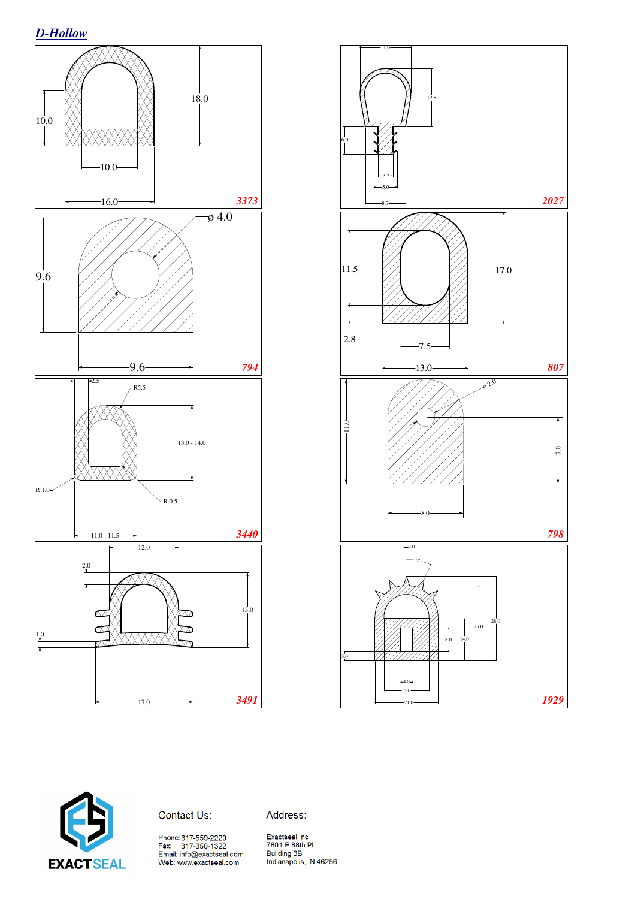## D-Hollow

18.0
10.0
10.0
16.0
**3373**

11.0
12.5
6.0
3.2
5.0
8.7
**2027**

ø 4.0
9.6
9.6
**794**

11.5
17.0
2.8
7.5
13.0
**807**

2.5
R5.5
13.0 - 14.0
R 1.0
R 0.5
11.0 - 11.5
**3440**

ø 2.0
11.0
7.0
8.0
**798**

12.0
2.0
13.0
1.0
17.0
**3491**

4.0
25
28.0
25.0
8.0
14.0
3.0
4.0
15.0
21.0
**1929**

EXACTSEAL

Contact Us:

Phone: 317-559-2220
Fax: 317-350-1322
Email: info@exactseal.com
Web: www.exactseal.com

Address:

Exactseal Inc
7601 E 88th Pl.
Building 3B
Indianapolis, IN 46256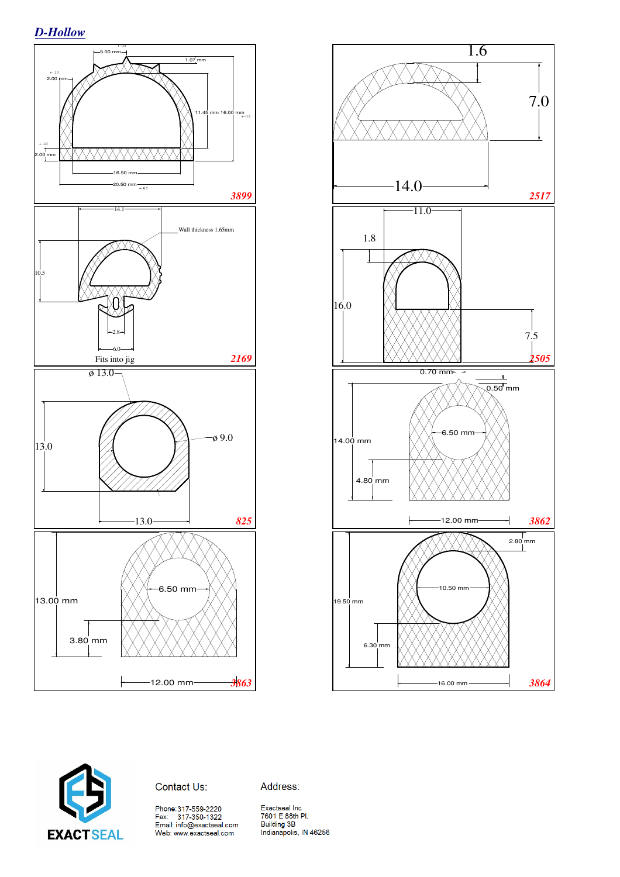## *D-Hollow*

5.00 mm
1.07 mm
2.00 mm
11.45 mm 16.00 mm
2.00 mm
16.50 mm
20.50 mm
**3899**

1.6
7.0
14.0
**2517**

14.1
Wall thickness 1.65mm
10.5
2.8
6.0
Fits into jig
**2169**

1.8
11.0
16.0
7.5
**2505**

ø 13.0
ø 9.0
13.0
13.0
**825**

0.70 mm
0.50 mm
6.50 mm
14.00 mm
4.80 mm
12.00 mm
**3862**

6.50 mm
13.00 mm
3.80 mm
12.00 mm
**3863**

2.80 mm
10.50 mm
19.50 mm
6.30 mm
16.00 mm
**3864**

EXACTSEAL

Contact Us:

Phone: 317-559-2220
Fax: 317-350-1322
Email: info@exactseal.com
Web: www.exactseal.com

Address:

Exactseal Inc
7601 E 88th Pl.
Building 3B
Indianapolis, IN 46256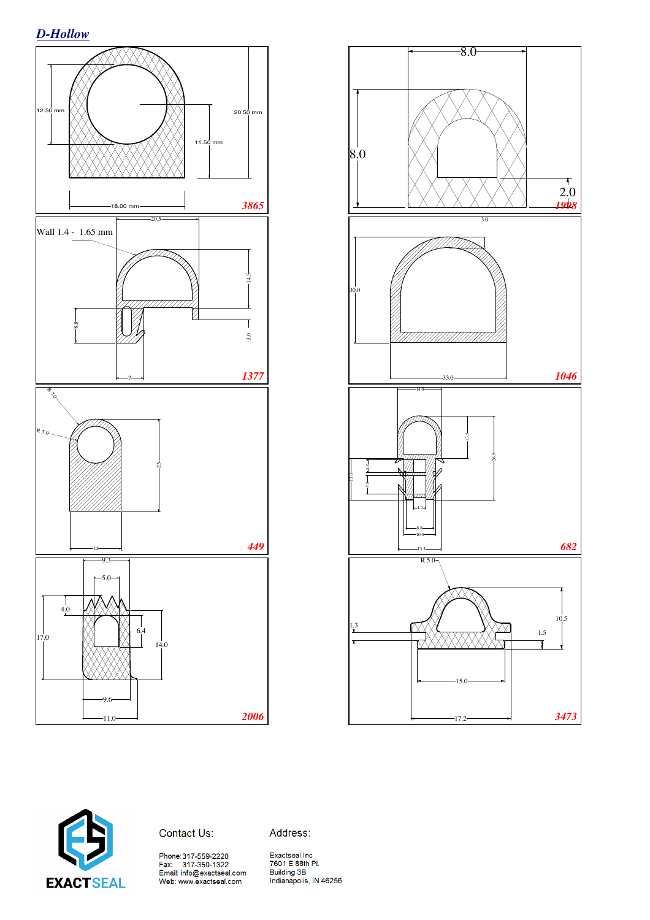## D-Hollow

12.50 mm

20.50 mm

11.50 mm

18.00 mm

**3865**

8.0

8.0

2.0

**1998**

Wall 1.4 - 1.65 mm

20.5

14.5

8.8

3.0

7

**1377**

3.0

30.0

33.0

**1046**

R 7.0

R 5.0

25

14

**449**

14.0

13.5

26.5

13.0

4.0

5.9

4.0

8.8

10.0

13.5

**682**

9.3

5.0

4.0

17.0

6.4

14.0

9.6

11.0

**2006**

R 5.0

1.3

10.5

1.5

15.0

17.2

**3473**

EXACTSEAL

Contact Us:

Phone: 317-559-2220
Fax: 317-350-1322
Email: info@exactseal.com
Web: www.exactseal.com

Address:

Exactseal Inc
7601 E 88th Pl.
Building 3B
Indianapolis, IN 46256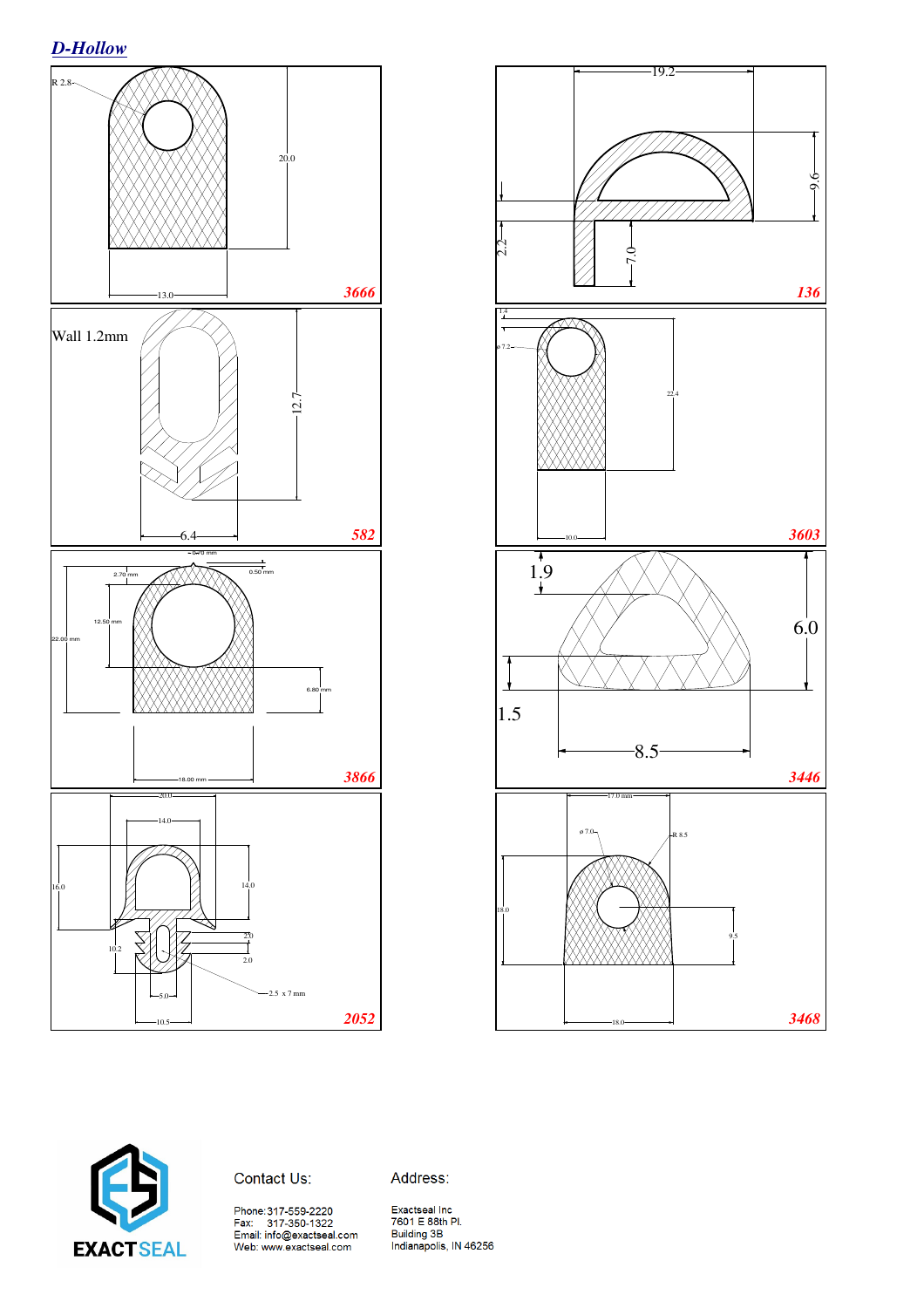## *D-Hollow*

R 2.8

20.0

13.0

*3666*

19.2

9.6

2.2

7.0

*136*

Wall 1.2mm

12.7

6.4

*582*

1.4

ø 7.2

22.4

10.0

*3603*

0.70 mm

2.70 mm

0.50 mm

12.50 mm

22.00 mm

6.80 mm

18.00 mm

*3866*

1.9

6.0

1.5

8.5

*3446*

20.0

14.0

16.0

14.0

10.2

2.0

2.0

2.5 x 7 mm

5.0

10.5

*2052*

17.0 mm

ø 7.0

R 8.5

18.0

9.5

18.0

*3468*

EXACTSEAL

Contact Us:

Phone: 317-559-2220
Fax: 317-350-1322
Email: info@exactseal.com
Web: www.exactseal.com

Address:

Exactseal Inc
7601 E 88th Pl.
Building 3B
Indianapolis, IN 46256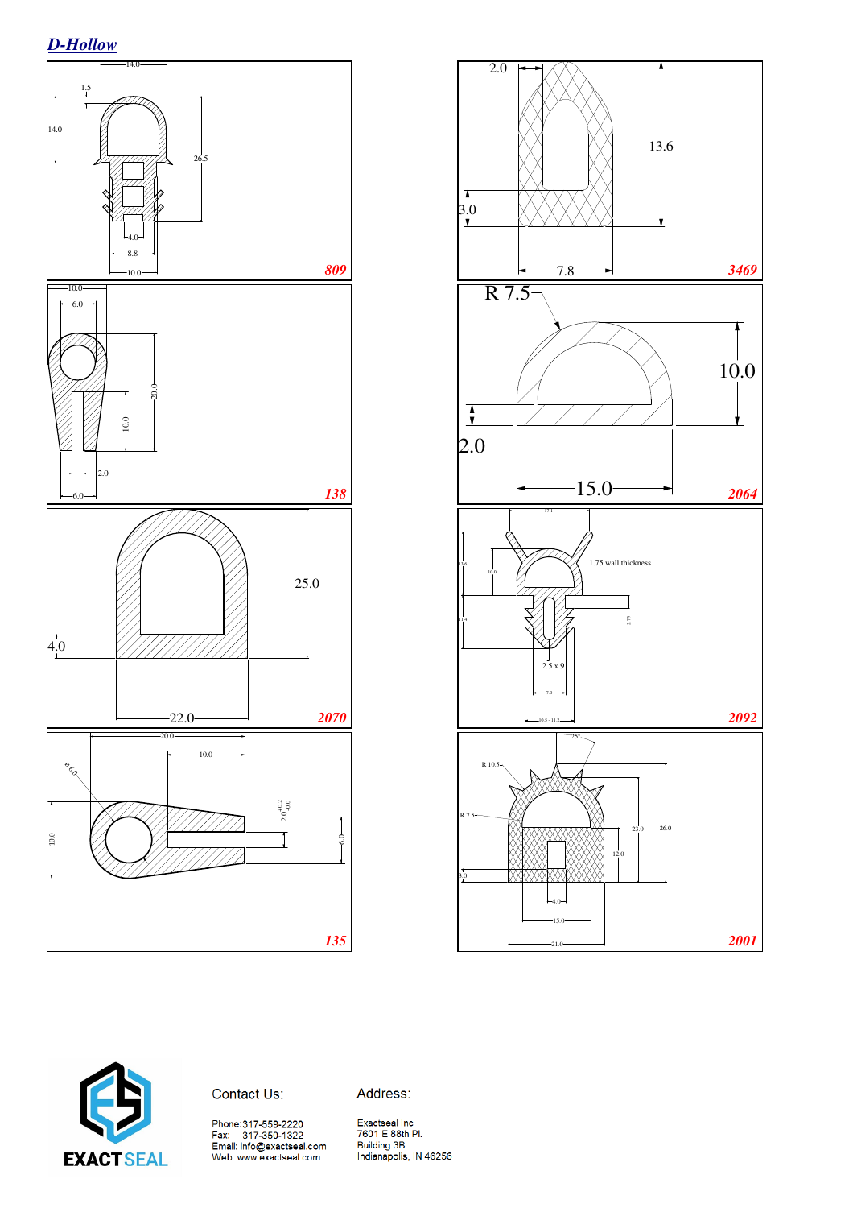## D-Hollow

14.0
1.5
14.0
26.5
4.0
8.8
10.0
**809**

2.0
13.6
3.0
7.8
**3469**

10.0
6.0
20.0
10.0
2.0
6.0
**138**

R 7.5
10.0
2.0
15.0
**2064**

25.0
4.0
22.0
**2070**

1.75 wall thickness
2.5 x 9
**2092**

20.0
10.0
ø 6.0
10.0
2.0 +0.2 -0.0
6.0
**135**

25°
R 10.5
R 7.5
23.0
26.0
12.0
3.0
4.0
15.0
21.0
**2001**

EXACTSEAL

Contact Us:

Phone: 317-559-2220
Fax: 317-350-1322
Email: info@exactseal.com
Web: www.exactseal.com

Address:

Exactseal Inc
7601 E 88th Pl.
Building 3B
Indianapolis, IN 46256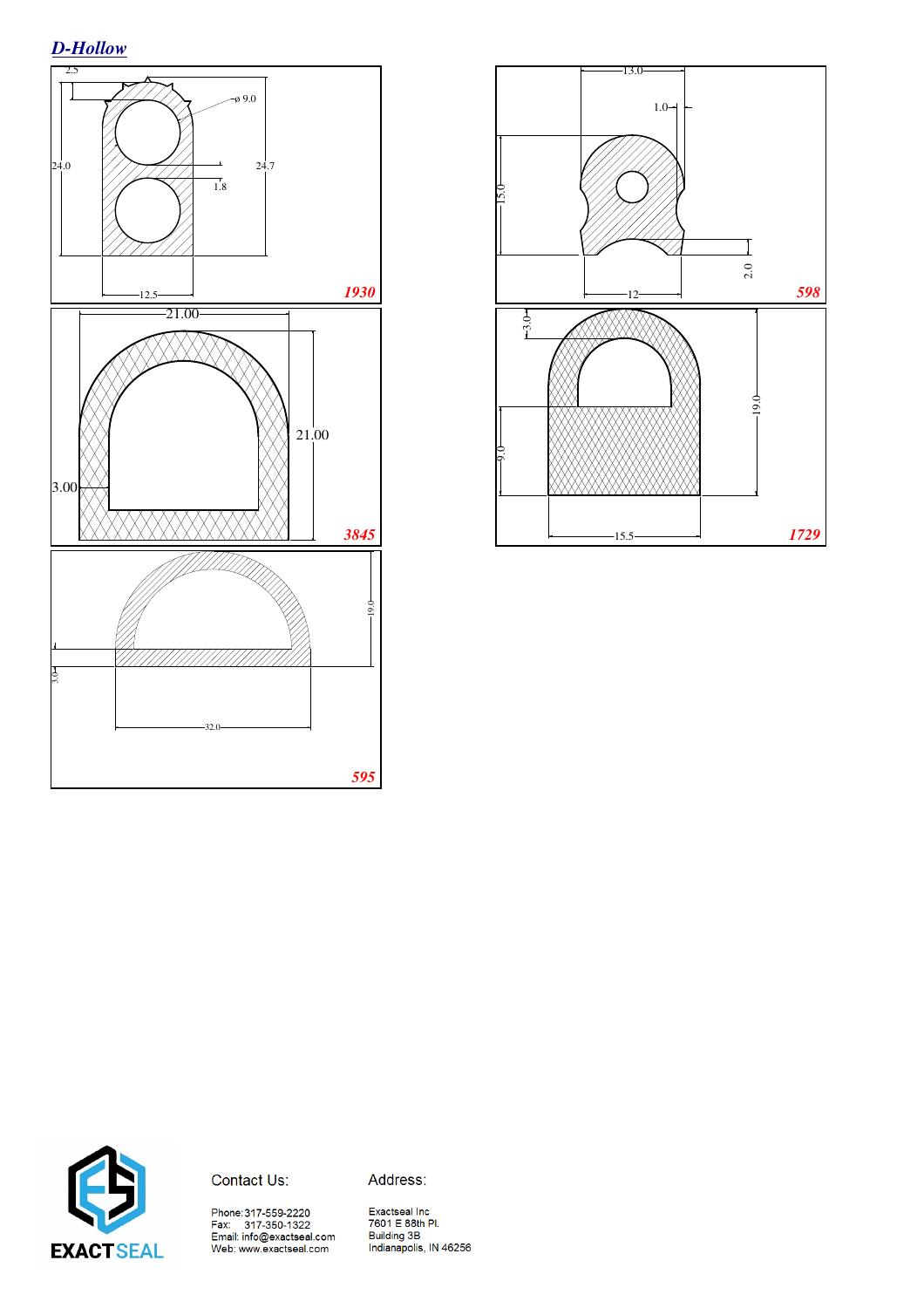## *D-Hollow*

2.5

ø 9.0

24.0

24.7

1.8

12.5

**1930**

13.0

1.0

15.0

2.0

12

**598**

21.00

21.00

3.00

**3845**

3.0

19.0

9.0

15.5

**1729**

19.0

3.0

32.0

**595**

EXACT SEAL

Contact Us:

Phone: 317-559-2220
Fax: 317-350-1322
Email: info@exactseal.com
Web: www.exactseal.com

Address:

Exactseal Inc
7601 E 88th Pl.
Building 3B
Indianapolis, IN 46256